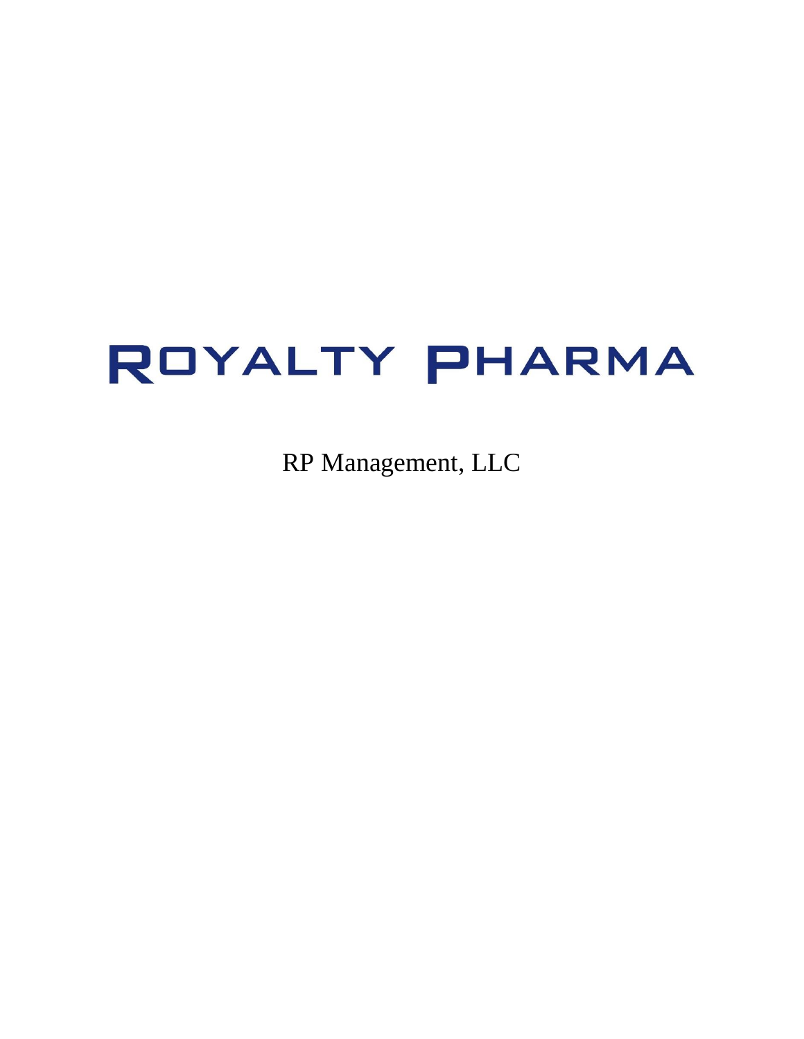# ROYALTY PHARMA

RP Management, LLC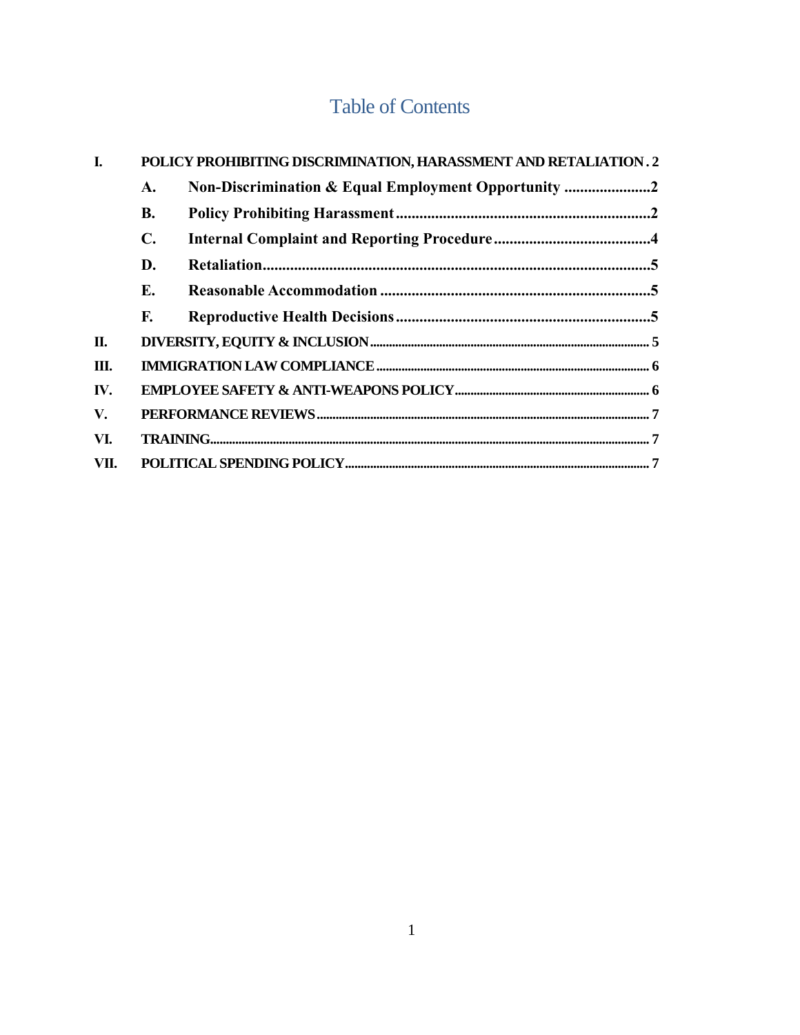# Table of Contents

I. POLICY PROHIBITING DISCRIMINATION, HARASSMENT AND RETALIATION . 2

- A. Non-Discrimination & Equal Employment Opportunity ......................2
- B. Policy Prohibiting Harassment.................................................................2
- C. Internal Complaint and Reporting Procedure........................................4
- D. Retaliation....................................................................................................5
- E. Reasonable Accommodation .....................................................................5
- F. Reproductive Health Decisions.................................................................5

II. DIVERSITY, EQUITY & INCLUSION ........................................................................................ 5

III. IMMIGRATION LAW COMPLIANCE ..................................................................................... 6

IV. EMPLOYEE SAFETY & ANTI-WEAPONS POLICY............................................................. 6

V. PERFORMANCE REVIEWS......................................................................................................... 7

VI. TRAINING............................................................................................................................................ 7

VII. POLITICAL SPENDING POLICY................................................................................................ 7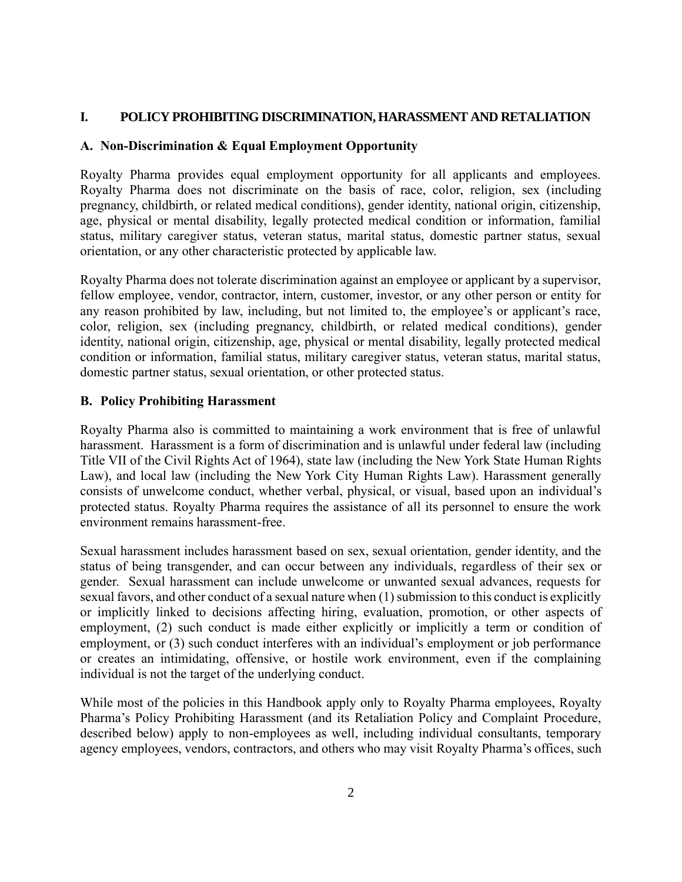## I. POLICY PROHIBITING DISCRIMINATION, HARASSMENT AND RETALIATION

### A. Non-Discrimination & Equal Employment Opportunity

Royalty Pharma provides equal employment opportunity for all applicants and employees. Royalty Pharma does not discriminate on the basis of race, color, religion, sex (including pregnancy, childbirth, or related medical conditions), gender identity, national origin, citizenship, age, physical or mental disability, legally protected medical condition or information, familial status, military caregiver status, veteran status, marital status, domestic partner status, sexual orientation, or any other characteristic protected by applicable law.

Royalty Pharma does not tolerate discrimination against an employee or applicant by a supervisor, fellow employee, vendor, contractor, intern, customer, investor, or any other person or entity for any reason prohibited by law, including, but not limited to, the employee's or applicant's race, color, religion, sex (including pregnancy, childbirth, or related medical conditions), gender identity, national origin, citizenship, age, physical or mental disability, legally protected medical condition or information, familial status, military caregiver status, veteran status, marital status, domestic partner status, sexual orientation, or other protected status.

### B. Policy Prohibiting Harassment

Royalty Pharma also is committed to maintaining a work environment that is free of unlawful harassment. Harassment is a form of discrimination and is unlawful under federal law (including Title VII of the Civil Rights Act of 1964), state law (including the New York State Human Rights Law), and local law (including the New York City Human Rights Law). Harassment generally consists of unwelcome conduct, whether verbal, physical, or visual, based upon an individual's protected status. Royalty Pharma requires the assistance of all its personnel to ensure the work environment remains harassment-free.

Sexual harassment includes harassment based on sex, sexual orientation, gender identity, and the status of being transgender, and can occur between any individuals, regardless of their sex or gender. Sexual harassment can include unwelcome or unwanted sexual advances, requests for sexual favors, and other conduct of a sexual nature when (1) submission to this conduct is explicitly or implicitly linked to decisions affecting hiring, evaluation, promotion, or other aspects of employment, (2) such conduct is made either explicitly or implicitly a term or condition of employment, or (3) such conduct interferes with an individual's employment or job performance or creates an intimidating, offensive, or hostile work environment, even if the complaining individual is not the target of the underlying conduct.

While most of the policies in this Handbook apply only to Royalty Pharma employees, Royalty Pharma's Policy Prohibiting Harassment (and its Retaliation Policy and Complaint Procedure, described below) apply to non-employees as well, including individual consultants, temporary agency employees, vendors, contractors, and others who may visit Royalty Pharma's offices, such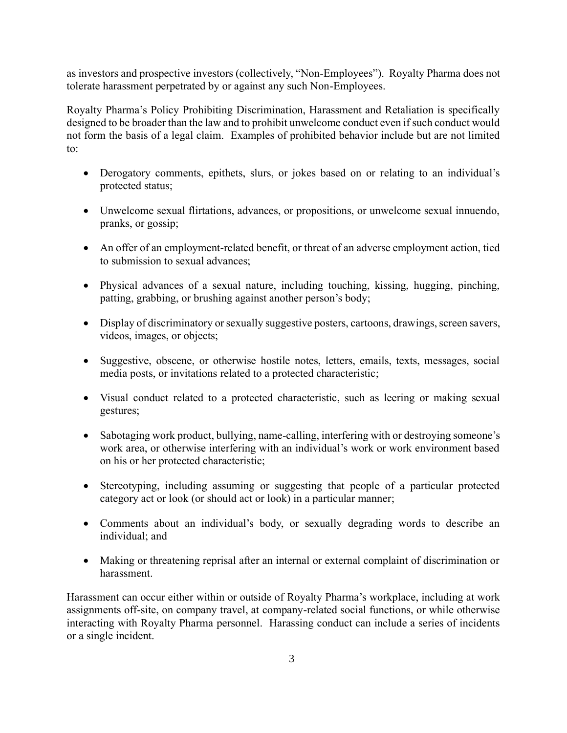as investors and prospective investors (collectively, "Non-Employees"). Royalty Pharma does not tolerate harassment perpetrated by or against any such Non-Employees.

Royalty Pharma's Policy Prohibiting Discrimination, Harassment and Retaliation is specifically designed to be broader than the law and to prohibit unwelcome conduct even if such conduct would not form the basis of a legal claim. Examples of prohibited behavior include but are not limited to:

- Derogatory comments, epithets, slurs, or jokes based on or relating to an individual's protected status;
- Unwelcome sexual flirtations, advances, or propositions, or unwelcome sexual innuendo, pranks, or gossip;
- An offer of an employment-related benefit, or threat of an adverse employment action, tied to submission to sexual advances;
- Physical advances of a sexual nature, including touching, kissing, hugging, pinching, patting, grabbing, or brushing against another person's body;
- Display of discriminatory or sexually suggestive posters, cartoons, drawings, screen savers, videos, images, or objects;
- Suggestive, obscene, or otherwise hostile notes, letters, emails, texts, messages, social media posts, or invitations related to a protected characteristic;
- Visual conduct related to a protected characteristic, such as leering or making sexual gestures;
- Sabotaging work product, bullying, name-calling, interfering with or destroying someone's work area, or otherwise interfering with an individual's work or work environment based on his or her protected characteristic;
- Stereotyping, including assuming or suggesting that people of a particular protected category act or look (or should act or look) in a particular manner;
- Comments about an individual's body, or sexually degrading words to describe an individual; and
- Making or threatening reprisal after an internal or external complaint of discrimination or harassment.

Harassment can occur either within or outside of Royalty Pharma's workplace, including at work assignments off-site, on company travel, at company-related social functions, or while otherwise interacting with Royalty Pharma personnel. Harassing conduct can include a series of incidents or a single incident.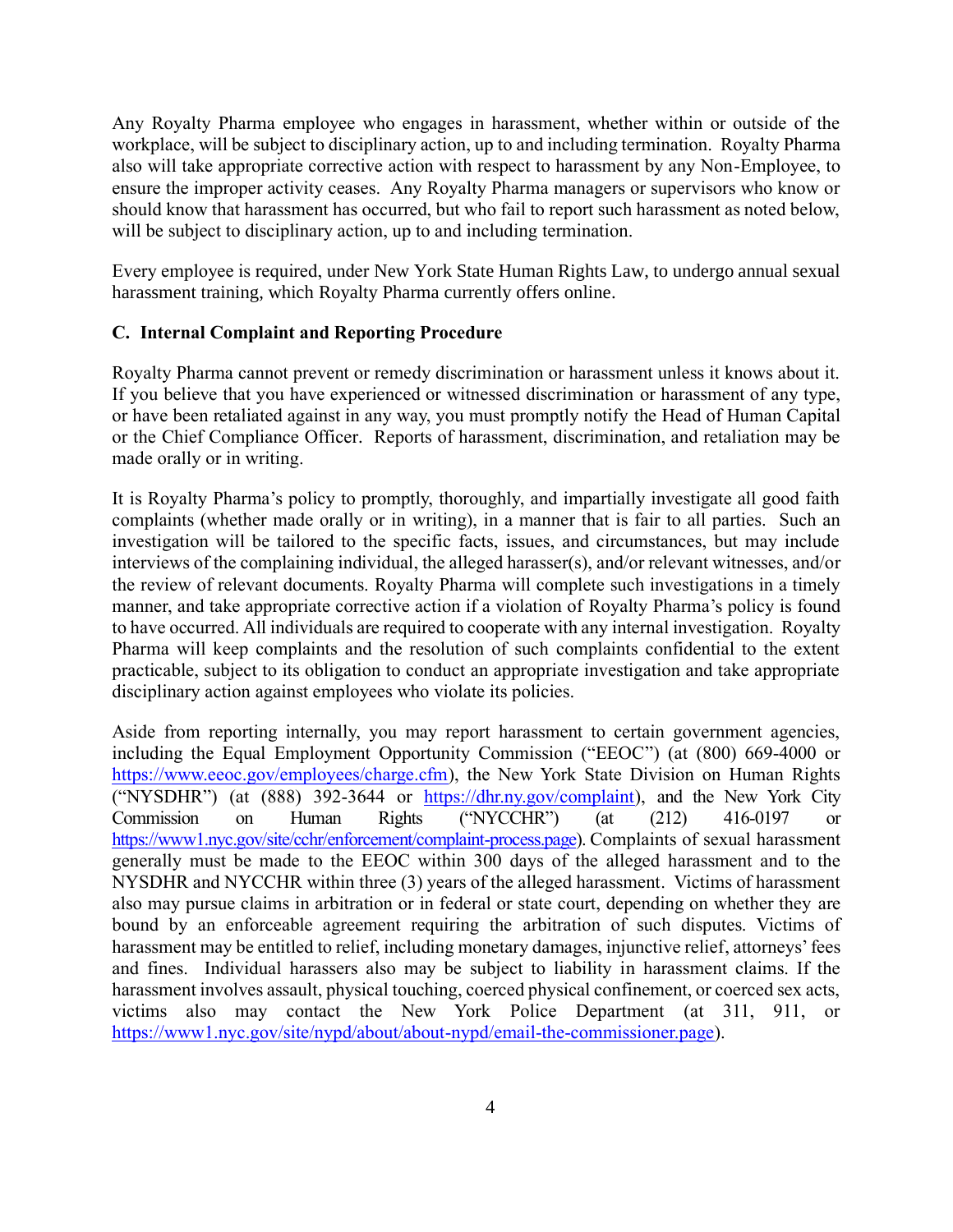Any Royalty Pharma employee who engages in harassment, whether within or outside of the workplace, will be subject to disciplinary action, up to and including termination. Royalty Pharma also will take appropriate corrective action with respect to harassment by any Non-Employee, to ensure the improper activity ceases. Any Royalty Pharma managers or supervisors who know or should know that harassment has occurred, but who fail to report such harassment as noted below, will be subject to disciplinary action, up to and including termination.

Every employee is required, under New York State Human Rights Law, to undergo annual sexual harassment training, which Royalty Pharma currently offers online.

### C. Internal Complaint and Reporting Procedure

Royalty Pharma cannot prevent or remedy discrimination or harassment unless it knows about it. If you believe that you have experienced or witnessed discrimination or harassment of any type, or have been retaliated against in any way, you must promptly notify the Head of Human Capital or the Chief Compliance Officer. Reports of harassment, discrimination, and retaliation may be made orally or in writing.

It is Royalty Pharma's policy to promptly, thoroughly, and impartially investigate all good faith complaints (whether made orally or in writing), in a manner that is fair to all parties. Such an investigation will be tailored to the specific facts, issues, and circumstances, but may include interviews of the complaining individual, the alleged harasser(s), and/or relevant witnesses, and/or the review of relevant documents. Royalty Pharma will complete such investigations in a timely manner, and take appropriate corrective action if a violation of Royalty Pharma's policy is found to have occurred. All individuals are required to cooperate with any internal investigation. Royalty Pharma will keep complaints and the resolution of such complaints confidential to the extent practicable, subject to its obligation to conduct an appropriate investigation and take appropriate disciplinary action against employees who violate its policies.

Aside from reporting internally, you may report harassment to certain government agencies, including the Equal Employment Opportunity Commission ("EEOC") (at (800) 669-4000 or https://www.eeoc.gov/employees/charge.cfm), the New York State Division on Human Rights ("NYSDHR") (at (888) 392-3644 or https://dhr.ny.gov/complaint), and the New York City Commission on Human Rights ("NYCCHR") (at (212) 416-0197 or https://www1.nyc.gov/site/cchr/enforcement/complaint-process.page). Complaints of sexual harassment generally must be made to the EEOC within 300 days of the alleged harassment and to the NYSDHR and NYCCHR within three (3) years of the alleged harassment. Victims of harassment also may pursue claims in arbitration or in federal or state court, depending on whether they are bound by an enforceable agreement requiring the arbitration of such disputes. Victims of harassment may be entitled to relief, including monetary damages, injunctive relief, attorneys' fees and fines. Individual harassers also may be subject to liability in harassment claims. If the harassment involves assault, physical touching, coerced physical confinement, or coerced sex acts, victims also may contact the New York Police Department (at 311, 911, or https://www1.nyc.gov/site/nypd/about/about-nypd/email-the-commissioner.page).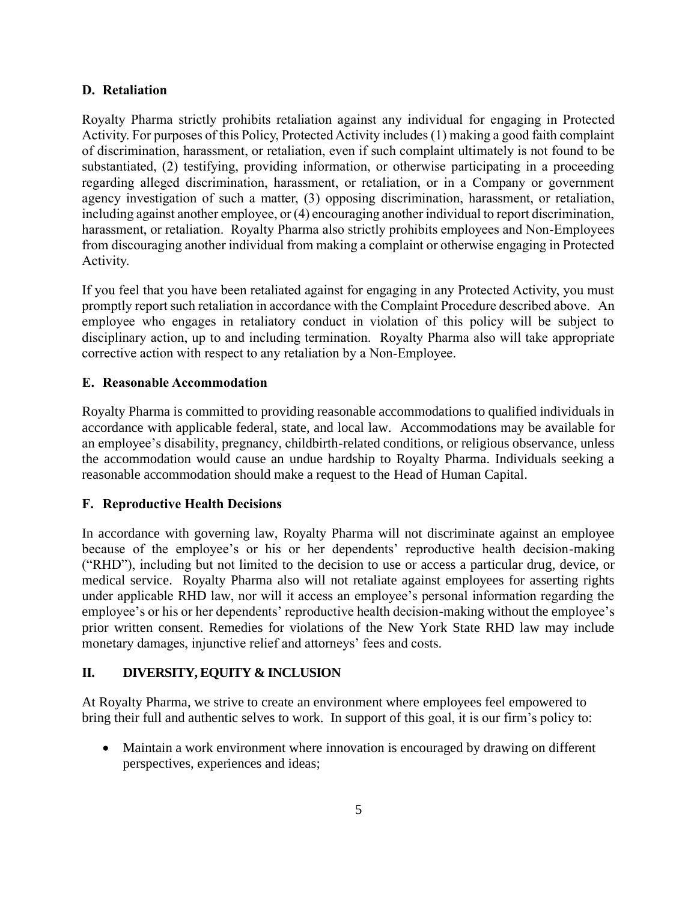### D. Retaliation

Royalty Pharma strictly prohibits retaliation against any individual for engaging in Protected Activity. For purposes of this Policy, Protected Activity includes (1) making a good faith complaint of discrimination, harassment, or retaliation, even if such complaint ultimately is not found to be substantiated, (2) testifying, providing information, or otherwise participating in a proceeding regarding alleged discrimination, harassment, or retaliation, or in a Company or government agency investigation of such a matter, (3) opposing discrimination, harassment, or retaliation, including against another employee, or (4) encouraging another individual to report discrimination, harassment, or retaliation. Royalty Pharma also strictly prohibits employees and Non-Employees from discouraging another individual from making a complaint or otherwise engaging in Protected Activity.

If you feel that you have been retaliated against for engaging in any Protected Activity, you must promptly report such retaliation in accordance with the Complaint Procedure described above. An employee who engages in retaliatory conduct in violation of this policy will be subject to disciplinary action, up to and including termination. Royalty Pharma also will take appropriate corrective action with respect to any retaliation by a Non-Employee.

### E. Reasonable Accommodation

Royalty Pharma is committed to providing reasonable accommodations to qualified individuals in accordance with applicable federal, state, and local law. Accommodations may be available for an employee's disability, pregnancy, childbirth-related conditions, or religious observance, unless the accommodation would cause an undue hardship to Royalty Pharma. Individuals seeking a reasonable accommodation should make a request to the Head of Human Capital.

### F. Reproductive Health Decisions

In accordance with governing law, Royalty Pharma will not discriminate against an employee because of the employee's or his or her dependents' reproductive health decision-making ("RHD"), including but not limited to the decision to use or access a particular drug, device, or medical service. Royalty Pharma also will not retaliate against employees for asserting rights under applicable RHD law, nor will it access an employee's personal information regarding the employee's or his or her dependents' reproductive health decision-making without the employee's prior written consent. Remedies for violations of the New York State RHD law may include monetary damages, injunctive relief and attorneys' fees and costs.

## II. DIVERSITY, EQUITY & INCLUSION

At Royalty Pharma, we strive to create an environment where employees feel empowered to bring their full and authentic selves to work. In support of this goal, it is our firm's policy to:

- Maintain a work environment where innovation is encouraged by drawing on different perspectives, experiences and ideas;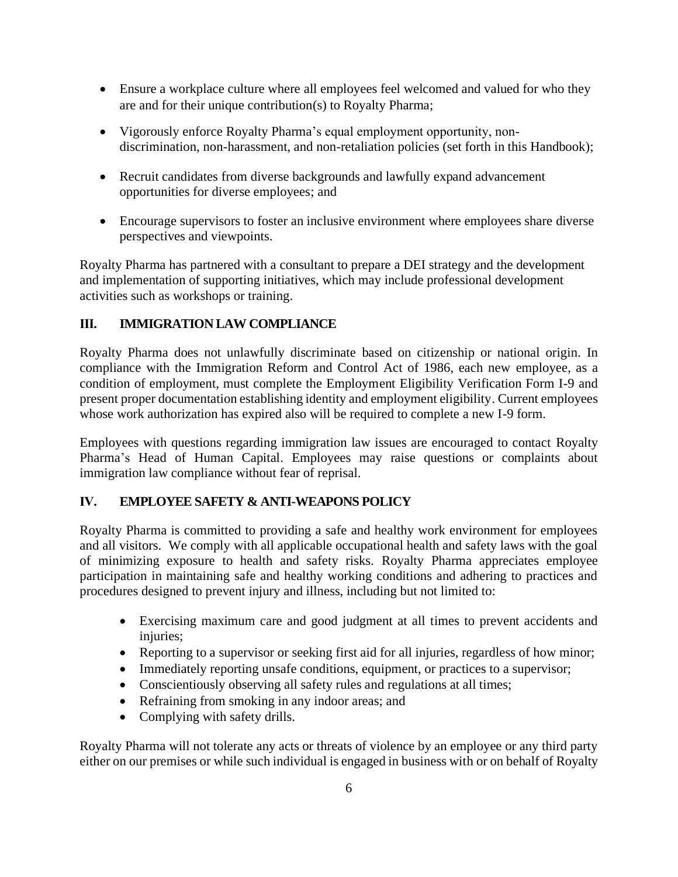- Ensure a workplace culture where all employees feel welcomed and valued for who they are and for their unique contribution(s) to Royalty Pharma;
- Vigorously enforce Royalty Pharma's equal employment opportunity, non-discrimination, non-harassment, and non-retaliation policies (set forth in this Handbook);
- Recruit candidates from diverse backgrounds and lawfully expand advancement opportunities for diverse employees; and
- Encourage supervisors to foster an inclusive environment where employees share diverse perspectives and viewpoints.

Royalty Pharma has partnered with a consultant to prepare a DEI strategy and the development and implementation of supporting initiatives, which may include professional development activities such as workshops or training.

## III. IMMIGRATION LAW COMPLIANCE

Royalty Pharma does not unlawfully discriminate based on citizenship or national origin. In compliance with the Immigration Reform and Control Act of 1986, each new employee, as a condition of employment, must complete the Employment Eligibility Verification Form I-9 and present proper documentation establishing identity and employment eligibility. Current employees whose work authorization has expired also will be required to complete a new I-9 form.

Employees with questions regarding immigration law issues are encouraged to contact Royalty Pharma's Head of Human Capital. Employees may raise questions or complaints about immigration law compliance without fear of reprisal.

## IV. EMPLOYEE SAFETY & ANTI-WEAPONS POLICY

Royalty Pharma is committed to providing a safe and healthy work environment for employees and all visitors. We comply with all applicable occupational health and safety laws with the goal of minimizing exposure to health and safety risks. Royalty Pharma appreciates employee participation in maintaining safe and healthy working conditions and adhering to practices and procedures designed to prevent injury and illness, including but not limited to:

- Exercising maximum care and good judgment at all times to prevent accidents and injuries;
- Reporting to a supervisor or seeking first aid for all injuries, regardless of how minor;
- Immediately reporting unsafe conditions, equipment, or practices to a supervisor;
- Conscientiously observing all safety rules and regulations at all times;
- Refraining from smoking in any indoor areas; and
- Complying with safety drills.

Royalty Pharma will not tolerate any acts or threats of violence by an employee or any third party either on our premises or while such individual is engaged in business with or on behalf of Royalty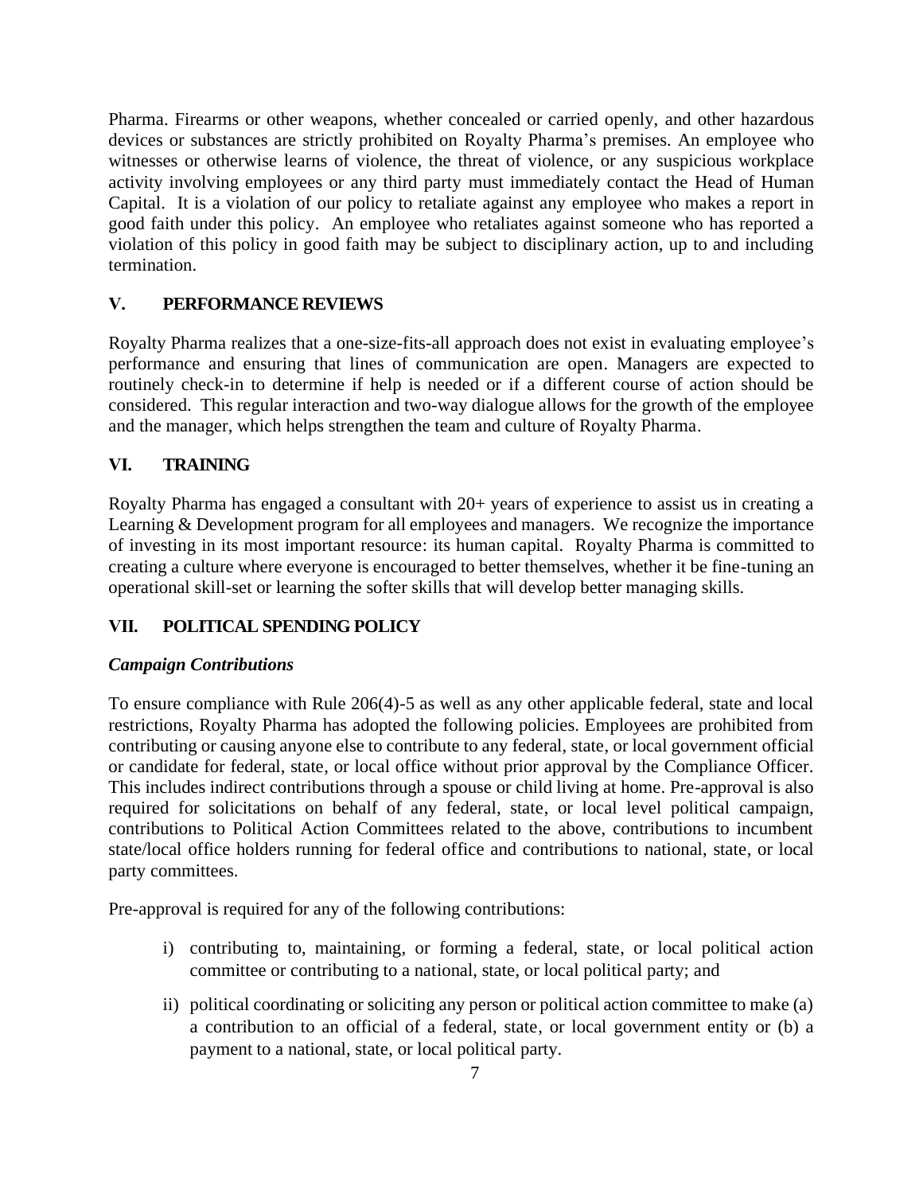Pharma. Firearms or other weapons, whether concealed or carried openly, and other hazardous devices or substances are strictly prohibited on Royalty Pharma's premises. An employee who witnesses or otherwise learns of violence, the threat of violence, or any suspicious workplace activity involving employees or any third party must immediately contact the Head of Human Capital. It is a violation of our policy to retaliate against any employee who makes a report in good faith under this policy. An employee who retaliates against someone who has reported a violation of this policy in good faith may be subject to disciplinary action, up to and including termination.

## V. PERFORMANCE REVIEWS

Royalty Pharma realizes that a one-size-fits-all approach does not exist in evaluating employee's performance and ensuring that lines of communication are open. Managers are expected to routinely check-in to determine if help is needed or if a different course of action should be considered. This regular interaction and two-way dialogue allows for the growth of the employee and the manager, which helps strengthen the team and culture of Royalty Pharma.

## VI. TRAINING

Royalty Pharma has engaged a consultant with 20+ years of experience to assist us in creating a Learning & Development program for all employees and managers. We recognize the importance of investing in its most important resource: its human capital. Royalty Pharma is committed to creating a culture where everyone is encouraged to better themselves, whether it be fine-tuning an operational skill-set or learning the softer skills that will develop better managing skills.

## VII. POLITICAL SPENDING POLICY

### *Campaign Contributions*

To ensure compliance with Rule 206(4)-5 as well as any other applicable federal, state and local restrictions, Royalty Pharma has adopted the following policies. Employees are prohibited from contributing or causing anyone else to contribute to any federal, state, or local government official or candidate for federal, state, or local office without prior approval by the Compliance Officer. This includes indirect contributions through a spouse or child living at home. Pre-approval is also required for solicitations on behalf of any federal, state, or local level political campaign, contributions to Political Action Committees related to the above, contributions to incumbent state/local office holders running for federal office and contributions to national, state, or local party committees.

Pre-approval is required for any of the following contributions:

i) contributing to, maintaining, or forming a federal, state, or local political action committee or contributing to a national, state, or local political party; and

ii) political coordinating or soliciting any person or political action committee to make (a) a contribution to an official of a federal, state, or local government entity or (b) a payment to a national, state, or local political party.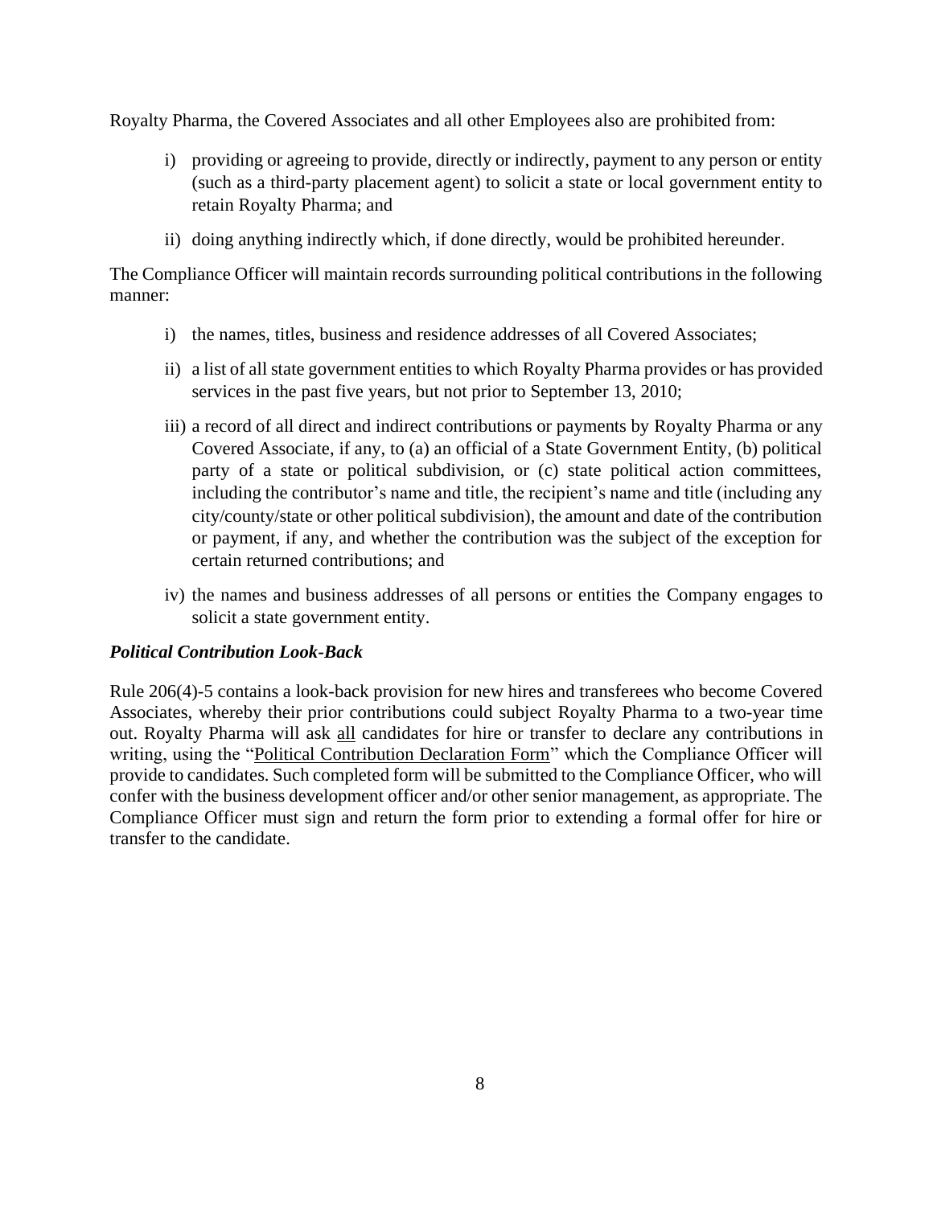Royalty Pharma, the Covered Associates and all other Employees also are prohibited from:

i) providing or agreeing to provide, directly or indirectly, payment to any person or entity (such as a third-party placement agent) to solicit a state or local government entity to retain Royalty Pharma; and

ii) doing anything indirectly which, if done directly, would be prohibited hereunder.

The Compliance Officer will maintain records surrounding political contributions in the following manner:

i) the names, titles, business and residence addresses of all Covered Associates;

ii) a list of all state government entities to which Royalty Pharma provides or has provided services in the past five years, but not prior to September 13, 2010;

iii) a record of all direct and indirect contributions or payments by Royalty Pharma or any Covered Associate, if any, to (a) an official of a State Government Entity, (b) political party of a state or political subdivision, or (c) state political action committees, including the contributor's name and title, the recipient's name and title (including any city/county/state or other political subdivision), the amount and date of the contribution or payment, if any, and whether the contribution was the subject of the exception for certain returned contributions; and

iv) the names and business addresses of all persons or entities the Company engages to solicit a state government entity.

***Political Contribution Look-Back***

Rule 206(4)-5 contains a look-back provision for new hires and transferees who become Covered Associates, whereby their prior contributions could subject Royalty Pharma to a two-year time out. Royalty Pharma will ask all candidates for hire or transfer to declare any contributions in writing, using the "Political Contribution Declaration Form" which the Compliance Officer will provide to candidates. Such completed form will be submitted to the Compliance Officer, who will confer with the business development officer and/or other senior management, as appropriate. The Compliance Officer must sign and return the form prior to extending a formal offer for hire or transfer to the candidate.